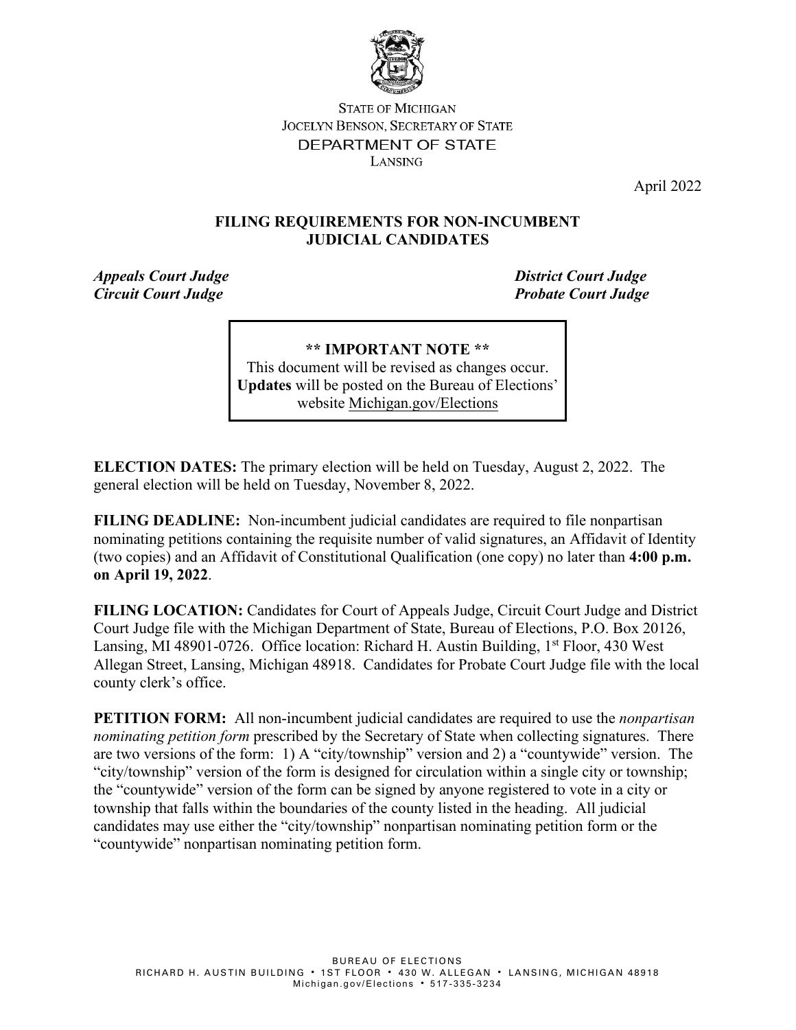STATE OF MICHIGAN
JOCELYN BENSON, SECRETARY OF STATE
DEPARTMENT OF STATE
LANSING

April 2022

# FILING REQUIREMENTS FOR NON-INCUMBENT JUDICIAL CANDIDATES

***Appeals Court Judge***
***Circuit Court Judge***
***District Court Judge***
***Probate Court Judge***

> **\*\* IMPORTANT NOTE \*\***
> This document will be revised as changes occur. **Updates** will be posted on the Bureau of Elections' website Michigan.gov/Elections

**ELECTION DATES:** The primary election will be held on Tuesday, August 2, 2022. The general election will be held on Tuesday, November 8, 2022.

**FILING DEADLINE:** Non-incumbent judicial candidates are required to file nonpartisan nominating petitions containing the requisite number of valid signatures, an Affidavit of Identity (two copies) and an Affidavit of Constitutional Qualification (one copy) no later than **4:00 p.m. on April 19, 2022**.

**FILING LOCATION:** Candidates for Court of Appeals Judge, Circuit Court Judge and District Court Judge file with the Michigan Department of State, Bureau of Elections, P.O. Box 20126, Lansing, MI 48901-0726. Office location: Richard H. Austin Building, 1st Floor, 430 West Allegan Street, Lansing, Michigan 48918. Candidates for Probate Court Judge file with the local county clerk's office.

**PETITION FORM:** All non-incumbent judicial candidates are required to use the *nonpartisan nominating petition form* prescribed by the Secretary of State when collecting signatures. There are two versions of the form: 1) A "city/township" version and 2) a "countywide" version. The "city/township" version of the form is designed for circulation within a single city or township; the "countywide" version of the form can be signed by anyone registered to vote in a city or township that falls within the boundaries of the county listed in the heading. All judicial candidates may use either the "city/township" nonpartisan nominating petition form or the "countywide" nonpartisan nominating petition form.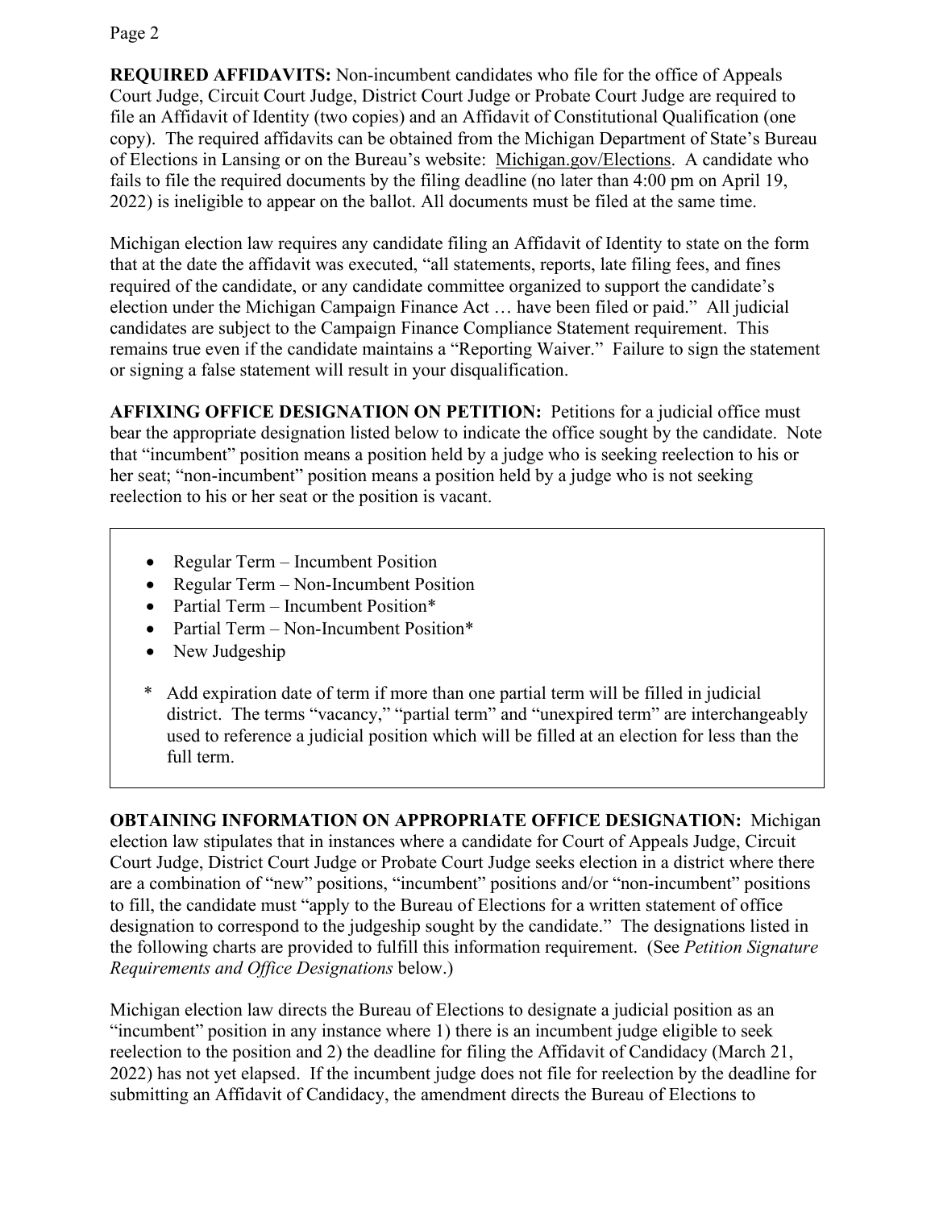**REQUIRED AFFIDAVITS:** Non-incumbent candidates who file for the office of Appeals Court Judge, Circuit Court Judge, District Court Judge or Probate Court Judge are required to file an Affidavit of Identity (two copies) and an Affidavit of Constitutional Qualification (one copy). The required affidavits can be obtained from the Michigan Department of State's Bureau of Elections in Lansing or on the Bureau's website: Michigan.gov/Elections. A candidate who fails to file the required documents by the filing deadline (no later than 4:00 pm on April 19, 2022) is ineligible to appear on the ballot. All documents must be filed at the same time.

Michigan election law requires any candidate filing an Affidavit of Identity to state on the form that at the date the affidavit was executed, "all statements, reports, late filing fees, and fines required of the candidate, or any candidate committee organized to support the candidate's election under the Michigan Campaign Finance Act … have been filed or paid." All judicial candidates are subject to the Campaign Finance Compliance Statement requirement. This remains true even if the candidate maintains a "Reporting Waiver." Failure to sign the statement or signing a false statement will result in your disqualification.

**AFFIXING OFFICE DESIGNATION ON PETITION:** Petitions for a judicial office must bear the appropriate designation listed below to indicate the office sought by the candidate. Note that "incumbent" position means a position held by a judge who is seeking reelection to his or her seat; "non-incumbent" position means a position held by a judge who is not seeking reelection to his or her seat or the position is vacant.

- Regular Term – Incumbent Position
- Regular Term – Non-Incumbent Position
- Partial Term – Incumbent Position*
- Partial Term – Non-Incumbent Position*
- New Judgeship

\* Add expiration date of term if more than one partial term will be filled in judicial district. The terms "vacancy," "partial term" and "unexpired term" are interchangeably used to reference a judicial position which will be filled at an election for less than the full term.

**OBTAINING INFORMATION ON APPROPRIATE OFFICE DESIGNATION:** Michigan election law stipulates that in instances where a candidate for Court of Appeals Judge, Circuit Court Judge, District Court Judge or Probate Court Judge seeks election in a district where there are a combination of "new" positions, "incumbent" positions and/or "non-incumbent" positions to fill, the candidate must "apply to the Bureau of Elections for a written statement of office designation to correspond to the judgeship sought by the candidate." The designations listed in the following charts are provided to fulfill this information requirement. (See *Petition Signature Requirements and Office Designations* below.)

Michigan election law directs the Bureau of Elections to designate a judicial position as an "incumbent" position in any instance where 1) there is an incumbent judge eligible to seek reelection to the position and 2) the deadline for filing the Affidavit of Candidacy (March 21, 2022) has not yet elapsed. If the incumbent judge does not file for reelection by the deadline for submitting an Affidavit of Candidacy, the amendment directs the Bureau of Elections to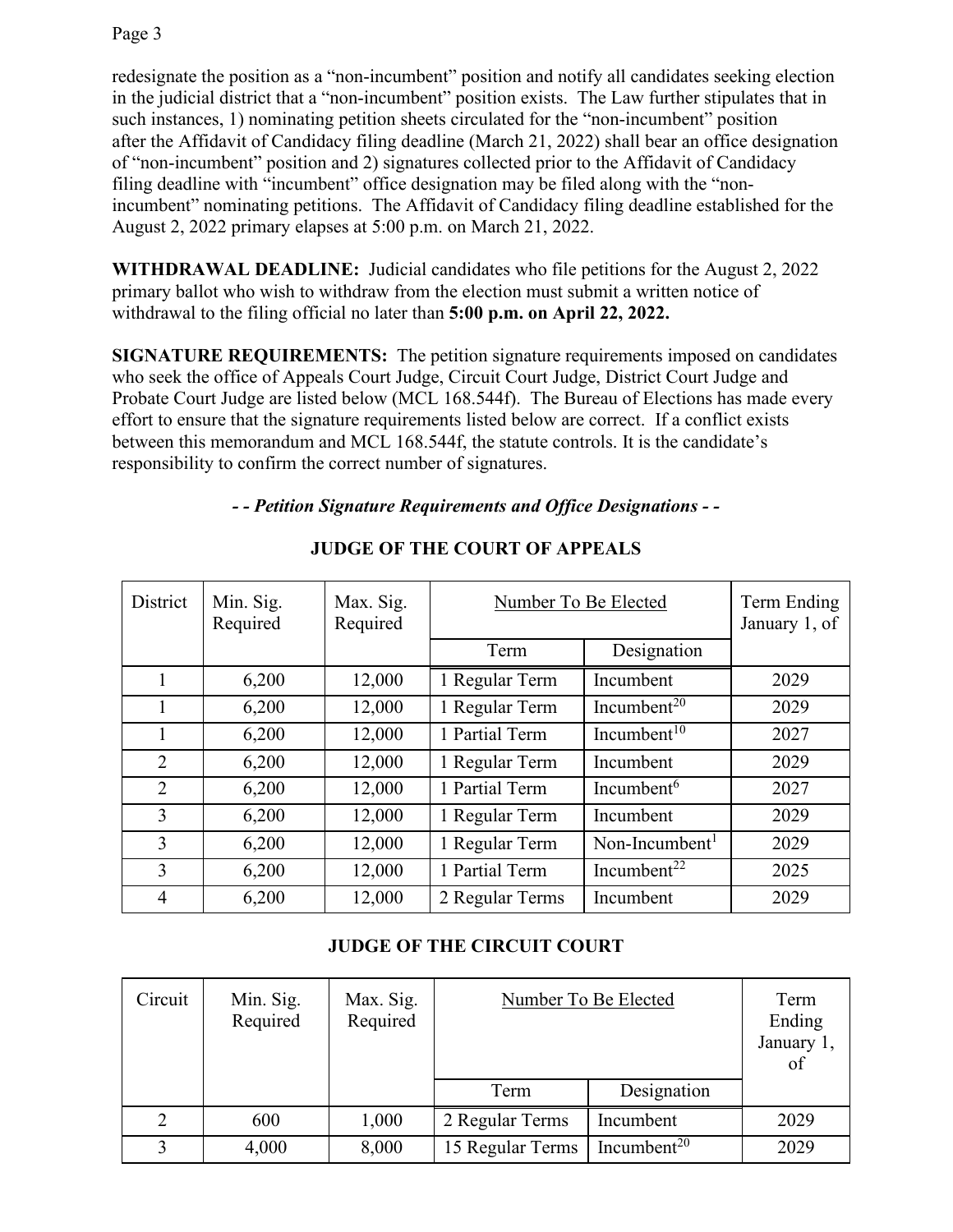redesignate the position as a “non-incumbent” position and notify all candidates seeking election in the judicial district that a “non-incumbent” position exists. The Law further stipulates that in such instances, 1) nominating petition sheets circulated for the “non-incumbent” position after the Affidavit of Candidacy filing deadline (March 21, 2022) shall bear an office designation of “non-incumbent” position and 2) signatures collected prior to the Affidavit of Candidacy filing deadline with “incumbent” office designation may be filed along with the “non-incumbent” nominating petitions. The Affidavit of Candidacy filing deadline established for the August 2, 2022 primary elapses at 5:00 p.m. on March 21, 2022.

**WITHDRAWAL DEADLINE:** Judicial candidates who file petitions for the August 2, 2022 primary ballot who wish to withdraw from the election must submit a written notice of withdrawal to the filing official no later than **5:00 p.m. on April 22, 2022.**

**SIGNATURE REQUIREMENTS:** The petition signature requirements imposed on candidates who seek the office of Appeals Court Judge, Circuit Court Judge, District Court Judge and Probate Court Judge are listed below (MCL 168.544f). The Bureau of Elections has made every effort to ensure that the signature requirements listed below are correct. If a conflict exists between this memorandum and MCL 168.544f, the statute controls. It is the candidate’s responsibility to confirm the correct number of signatures.

***- - Petition Signature Requirements and Office Designations - -***

**JUDGE OF THE COURT OF APPEALS**

| District | Min. Sig. Required | Max. Sig. Required | Number To Be Elected | | Term Ending January 1, of |
|---|---|---|---|---|---|
| | | | Term | Designation | |
| 1 | 6,200 | 12,000 | 1 Regular Term | Incumbent | 2029 |
| 1 | 6,200 | 12,000 | 1 Regular Term | Incumbent[20] | 2029 |
| 1 | 6,200 | 12,000 | 1 Partial Term | Incumbent[10] | 2027 |
| 2 | 6,200 | 12,000 | 1 Regular Term | Incumbent | 2029 |
| 2 | 6,200 | 12,000 | 1 Partial Term | Incumbent[6] | 2027 |
| 3 | 6,200 | 12,000 | 1 Regular Term | Incumbent | 2029 |
| 3 | 6,200 | 12,000 | 1 Regular Term | Non-Incumbent[1] | 2029 |
| 3 | 6,200 | 12,000 | 1 Partial Term | Incumbent[22] | 2025 |
| 4 | 6,200 | 12,000 | 2 Regular Terms | Incumbent | 2029 |

**JUDGE OF THE CIRCUIT COURT**

| Circuit | Min. Sig. Required | Max. Sig. Required | Number To Be Elected | | Term Ending January 1, of |
|---|---|---|---|---|---|
| | | | Term | Designation | |
| 2 | 600 | 1,000 | 2 Regular Terms | Incumbent | 2029 |
| 3 | 4,000 | 8,000 | 15 Regular Terms | Incumbent[20] | 2029 |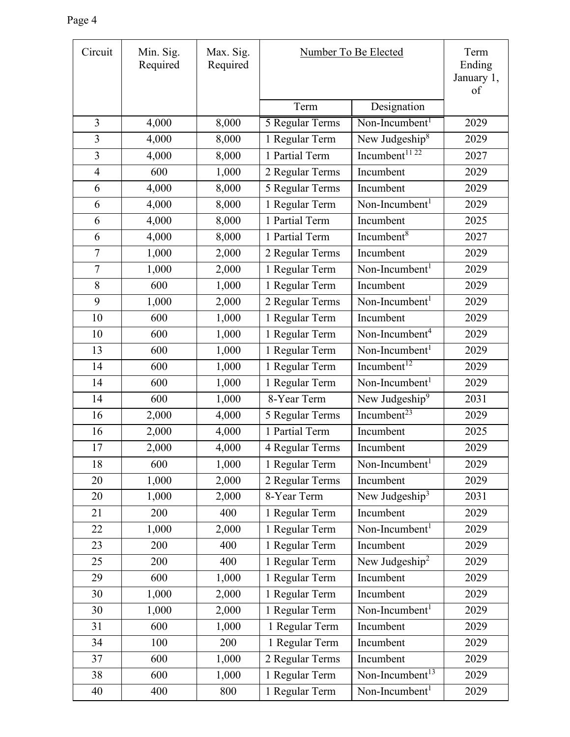| Circuit | Min. Sig. Required | Max. Sig. Required | Number To Be Elected | | Term Ending January 1, of |
|---|---|---|---|---|---|
| | | | Term | Designation | |
| 3 | 4,000 | 8,000 | 5 Regular Terms | Non-Incumbent[1] | 2029 |
| 3 | 4,000 | 8,000 | 1 Regular Term | New Judgeship[8] | 2029 |
| 3 | 4,000 | 8,000 | 1 Partial Term | Incumbent[11 22] | 2027 |
| 4 | 600 | 1,000 | 2 Regular Terms | Incumbent | 2029 |
| 6 | 4,000 | 8,000 | 5 Regular Terms | Incumbent | 2029 |
| 6 | 4,000 | 8,000 | 1 Regular Term | Non-Incumbent[1] | 2029 |
| 6 | 4,000 | 8,000 | 1 Partial Term | Incumbent | 2025 |
| 6 | 4,000 | 8,000 | 1 Partial Term | Incumbent[8] | 2027 |
| 7 | 1,000 | 2,000 | 2 Regular Terms | Incumbent | 2029 |
| 7 | 1,000 | 2,000 | 1 Regular Term | Non-Incumbent[1] | 2029 |
| 8 | 600 | 1,000 | 1 Regular Term | Incumbent | 2029 |
| 9 | 1,000 | 2,000 | 2 Regular Terms | Non-Incumbent[1] | 2029 |
| 10 | 600 | 1,000 | 1 Regular Term | Incumbent | 2029 |
| 10 | 600 | 1,000 | 1 Regular Term | Non-Incumbent[4] | 2029 |
| 13 | 600 | 1,000 | 1 Regular Term | Non-Incumbent[1] | 2029 |
| 14 | 600 | 1,000 | 1 Regular Term | Incumbent[12] | 2029 |
| 14 | 600 | 1,000 | 1 Regular Term | Non-Incumbent[1] | 2029 |
| 14 | 600 | 1,000 | 8-Year Term | New Judgeship[9] | 2031 |
| 16 | 2,000 | 4,000 | 5 Regular Terms | Incumbent[23] | 2029 |
| 16 | 2,000 | 4,000 | 1 Partial Term | Incumbent | 2025 |
| 17 | 2,000 | 4,000 | 4 Regular Terms | Incumbent | 2029 |
| 18 | 600 | 1,000 | 1 Regular Term | Non-Incumbent[1] | 2029 |
| 20 | 1,000 | 2,000 | 2 Regular Terms | Incumbent | 2029 |
| 20 | 1,000 | 2,000 | 8-Year Term | New Judgeship[3] | 2031 |
| 21 | 200 | 400 | 1 Regular Term | Incumbent | 2029 |
| 22 | 1,000 | 2,000 | 1 Regular Term | Non-Incumbent[1] | 2029 |
| 23 | 200 | 400 | 1 Regular Term | Incumbent | 2029 |
| 25 | 200 | 400 | 1 Regular Term | New Judgeship[2] | 2029 |
| 29 | 600 | 1,000 | 1 Regular Term | Incumbent | 2029 |
| 30 | 1,000 | 2,000 | 1 Regular Term | Incumbent | 2029 |
| 30 | 1,000 | 2,000 | 1 Regular Term | Non-Incumbent[1] | 2029 |
| 31 | 600 | 1,000 | 1 Regular Term | Incumbent | 2029 |
| 34 | 100 | 200 | 1 Regular Term | Incumbent | 2029 |
| 37 | 600 | 1,000 | 2 Regular Terms | Incumbent | 2029 |
| 38 | 600 | 1,000 | 1 Regular Term | Non-Incumbent[13] | 2029 |
| 40 | 400 | 800 | 1 Regular Term | Non-Incumbent[1] | 2029 |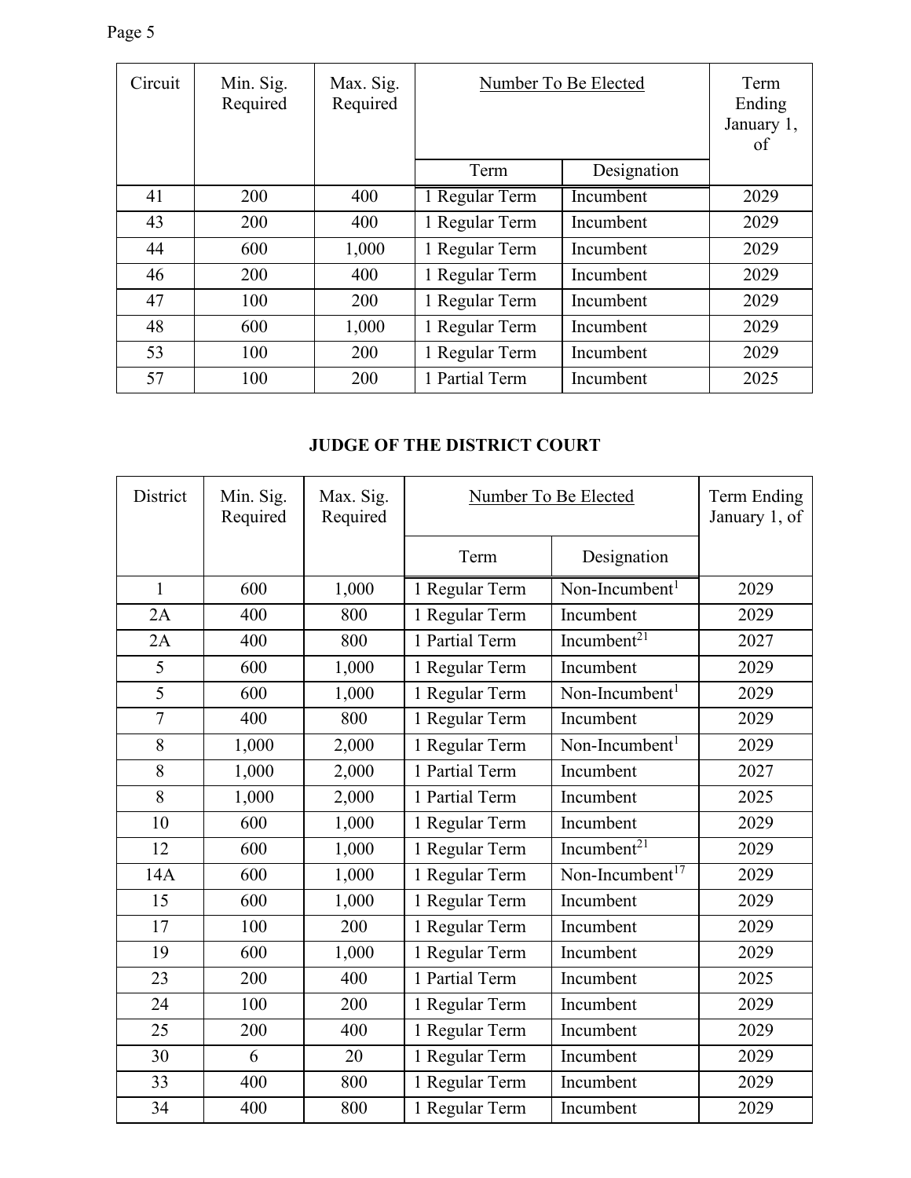| Circuit | Min. Sig. Required | Max. Sig. Required | Number To Be Elected | | Term Ending January 1, of |
|---|---|---|---|---|---|
| | | | Term | Designation | |
| 41 | 200 | 400 | 1 Regular Term | Incumbent | 2029 |
| 43 | 200 | 400 | 1 Regular Term | Incumbent | 2029 |
| 44 | 600 | 1,000 | 1 Regular Term | Incumbent | 2029 |
| 46 | 200 | 400 | 1 Regular Term | Incumbent | 2029 |
| 47 | 100 | 200 | 1 Regular Term | Incumbent | 2029 |
| 48 | 600 | 1,000 | 1 Regular Term | Incumbent | 2029 |
| 53 | 100 | 200 | 1 Regular Term | Incumbent | 2029 |
| 57 | 100 | 200 | 1 Partial Term | Incumbent | 2025 |

## JUDGE OF THE DISTRICT COURT

| District | Min. Sig. Required | Max. Sig. Required | Number To Be Elected | | Term Ending January 1, of |
|---|---|---|---|---|---|
| | | | Term | Designation | |
| 1 | 600 | 1,000 | 1 Regular Term | Non-Incumbent[1] | 2029 |
| 2A | 400 | 800 | 1 Regular Term | Incumbent | 2029 |
| 2A | 400 | 800 | 1 Partial Term | Incumbent[21] | 2027 |
| 5 | 600 | 1,000 | 1 Regular Term | Incumbent | 2029 |
| 5 | 600 | 1,000 | 1 Regular Term | Non-Incumbent[1] | 2029 |
| 7 | 400 | 800 | 1 Regular Term | Incumbent | 2029 |
| 8 | 1,000 | 2,000 | 1 Regular Term | Non-Incumbent[1] | 2029 |
| 8 | 1,000 | 2,000 | 1 Partial Term | Incumbent | 2027 |
| 8 | 1,000 | 2,000 | 1 Partial Term | Incumbent | 2025 |
| 10 | 600 | 1,000 | 1 Regular Term | Incumbent | 2029 |
| 12 | 600 | 1,000 | 1 Regular Term | Incumbent[21] | 2029 |
| 14A | 600 | 1,000 | 1 Regular Term | Non-Incumbent[17] | 2029 |
| 15 | 600 | 1,000 | 1 Regular Term | Incumbent | 2029 |
| 17 | 100 | 200 | 1 Regular Term | Incumbent | 2029 |
| 19 | 600 | 1,000 | 1 Regular Term | Incumbent | 2029 |
| 23 | 200 | 400 | 1 Partial Term | Incumbent | 2025 |
| 24 | 100 | 200 | 1 Regular Term | Incumbent | 2029 |
| 25 | 200 | 400 | 1 Regular Term | Incumbent | 2029 |
| 30 | 6 | 20 | 1 Regular Term | Incumbent | 2029 |
| 33 | 400 | 800 | 1 Regular Term | Incumbent | 2029 |
| 34 | 400 | 800 | 1 Regular Term | Incumbent | 2029 |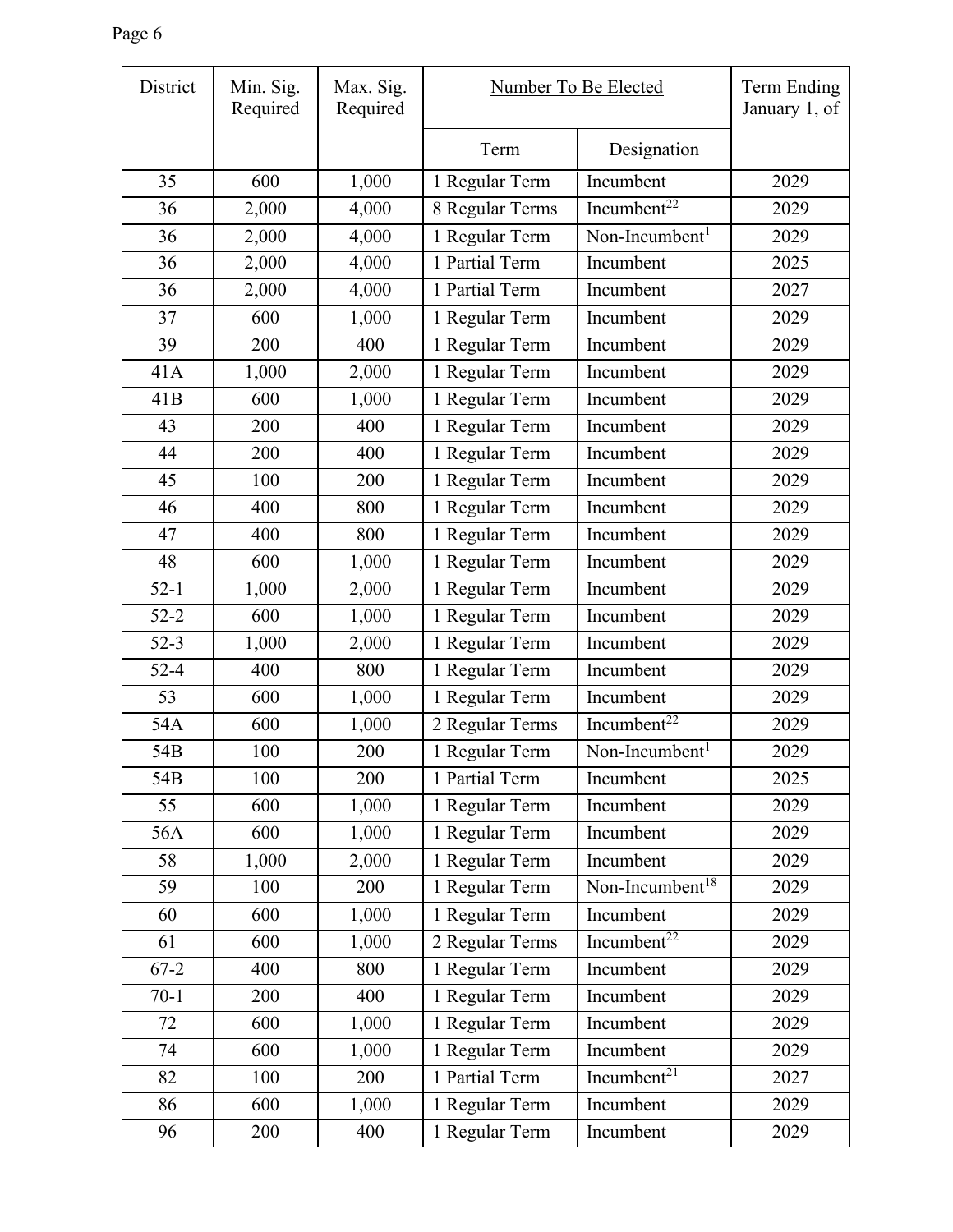| District | Min. Sig. Required | Max. Sig. Required | Number To Be Elected | | Term Ending January 1, of |
|---|---|---|---|---|---|
| | | | Term | Designation | |
| 35 | 600 | 1,000 | 1 Regular Term | Incumbent | 2029 |
| 36 | 2,000 | 4,000 | 8 Regular Terms | Incumbent[22] | 2029 |
| 36 | 2,000 | 4,000 | 1 Regular Term | Non-Incumbent[1] | 2029 |
| 36 | 2,000 | 4,000 | 1 Partial Term | Incumbent | 2025 |
| 36 | 2,000 | 4,000 | 1 Partial Term | Incumbent | 2027 |
| 37 | 600 | 1,000 | 1 Regular Term | Incumbent | 2029 |
| 39 | 200 | 400 | 1 Regular Term | Incumbent | 2029 |
| 41A | 1,000 | 2,000 | 1 Regular Term | Incumbent | 2029 |
| 41B | 600 | 1,000 | 1 Regular Term | Incumbent | 2029 |
| 43 | 200 | 400 | 1 Regular Term | Incumbent | 2029 |
| 44 | 200 | 400 | 1 Regular Term | Incumbent | 2029 |
| 45 | 100 | 200 | 1 Regular Term | Incumbent | 2029 |
| 46 | 400 | 800 | 1 Regular Term | Incumbent | 2029 |
| 47 | 400 | 800 | 1 Regular Term | Incumbent | 2029 |
| 48 | 600 | 1,000 | 1 Regular Term | Incumbent | 2029 |
| 52-1 | 1,000 | 2,000 | 1 Regular Term | Incumbent | 2029 |
| 52-2 | 600 | 1,000 | 1 Regular Term | Incumbent | 2029 |
| 52-3 | 1,000 | 2,000 | 1 Regular Term | Incumbent | 2029 |
| 52-4 | 400 | 800 | 1 Regular Term | Incumbent | 2029 |
| 53 | 600 | 1,000 | 1 Regular Term | Incumbent | 2029 |
| 54A | 600 | 1,000 | 2 Regular Terms | Incumbent[22] | 2029 |
| 54B | 100 | 200 | 1 Regular Term | Non-Incumbent[1] | 2029 |
| 54B | 100 | 200 | 1 Partial Term | Incumbent | 2025 |
| 55 | 600 | 1,000 | 1 Regular Term | Incumbent | 2029 |
| 56A | 600 | 1,000 | 1 Regular Term | Incumbent | 2029 |
| 58 | 1,000 | 2,000 | 1 Regular Term | Incumbent | 2029 |
| 59 | 100 | 200 | 1 Regular Term | Non-Incumbent[18] | 2029 |
| 60 | 600 | 1,000 | 1 Regular Term | Incumbent | 2029 |
| 61 | 600 | 1,000 | 2 Regular Terms | Incumbent[22] | 2029 |
| 67-2 | 400 | 800 | 1 Regular Term | Incumbent | 2029 |
| 70-1 | 200 | 400 | 1 Regular Term | Incumbent | 2029 |
| 72 | 600 | 1,000 | 1 Regular Term | Incumbent | 2029 |
| 74 | 600 | 1,000 | 1 Regular Term | Incumbent | 2029 |
| 82 | 100 | 200 | 1 Partial Term | Incumbent[21] | 2027 |
| 86 | 600 | 1,000 | 1 Regular Term | Incumbent | 2029 |
| 96 | 200 | 400 | 1 Regular Term | Incumbent | 2029 |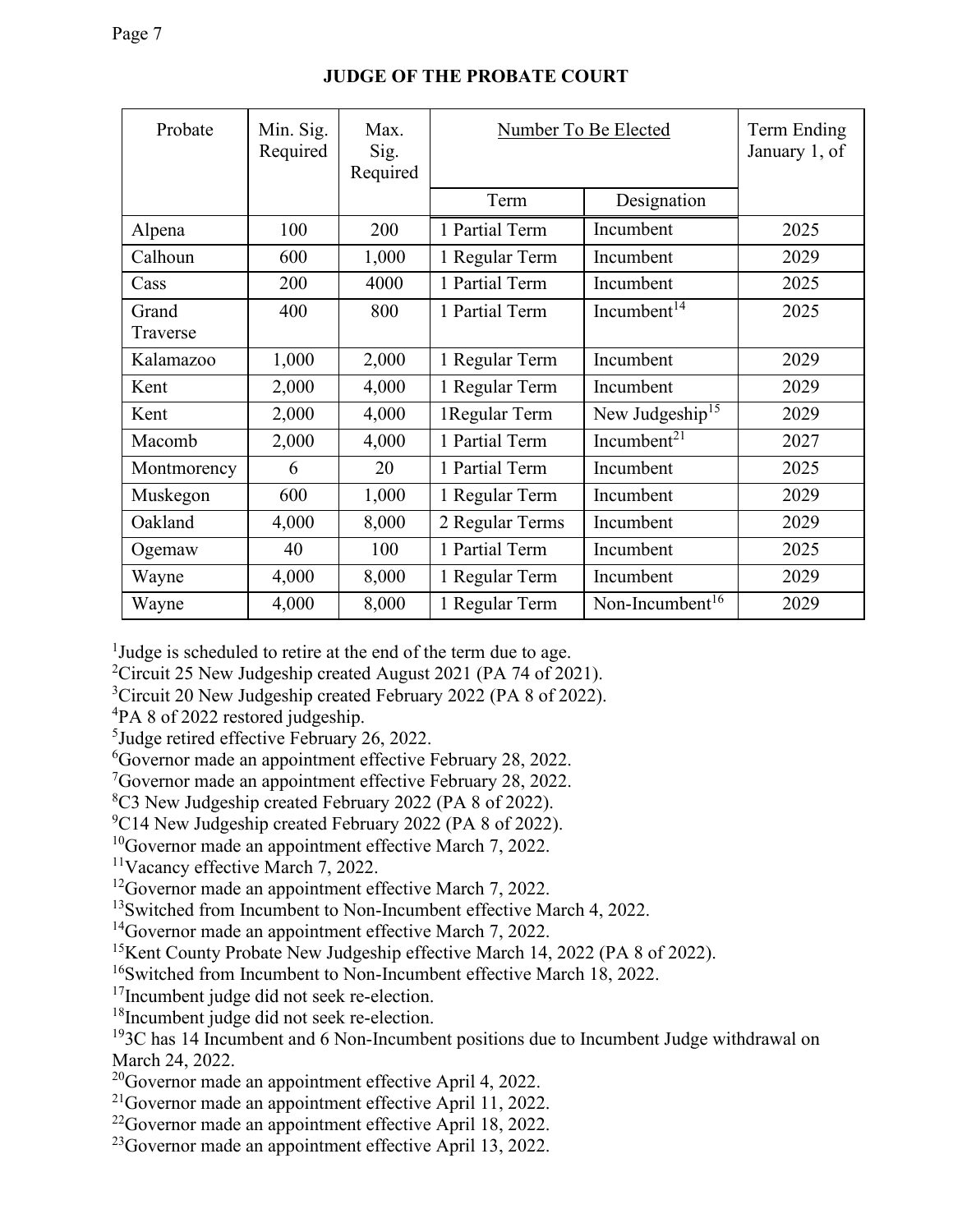## JUDGE OF THE PROBATE COURT

| Probate | Min. Sig. Required | Max. Sig. Required | Number To Be Elected | | Term Ending January 1, of |
|---|---|---|---|---|---|
| | | | Term | Designation | |
| Alpena | 100 | 200 | 1 Partial Term | Incumbent | 2025 |
| Calhoun | 600 | 1,000 | 1 Regular Term | Incumbent | 2029 |
| Cass | 200 | 4000 | 1 Partial Term | Incumbent | 2025 |
| Grand Traverse | 400 | 800 | 1 Partial Term | Incumbent[14] | 2025 |
| Kalamazoo | 1,000 | 2,000 | 1 Regular Term | Incumbent | 2029 |
| Kent | 2,000 | 4,000 | 1 Regular Term | Incumbent | 2029 |
| Kent | 2,000 | 4,000 | 1Regular Term | New Judgeship[15] | 2029 |
| Macomb | 2,000 | 4,000 | 1 Partial Term | Incumbent[21] | 2027 |
| Montmorency | 6 | 20 | 1 Partial Term | Incumbent | 2025 |
| Muskegon | 600 | 1,000 | 1 Regular Term | Incumbent | 2029 |
| Oakland | 4,000 | 8,000 | 2 Regular Terms | Incumbent | 2029 |
| Ogemaw | 40 | 100 | 1 Partial Term | Incumbent | 2025 |
| Wayne | 4,000 | 8,000 | 1 Regular Term | Incumbent | 2029 |
| Wayne | 4,000 | 8,000 | 1 Regular Term | Non-Incumbent[16] | 2029 |

[1]Judge is scheduled to retire at the end of the term due to age.
[2]Circuit 25 New Judgeship created August 2021 (PA 74 of 2021).
[3]Circuit 20 New Judgeship created February 2022 (PA 8 of 2022).
[4]PA 8 of 2022 restored judgeship.
[5]Judge retired effective February 26, 2022.
[6]Governor made an appointment effective February 28, 2022.
[7]Governor made an appointment effective February 28, 2022.
[8]C3 New Judgeship created February 2022 (PA 8 of 2022).
[9]C14 New Judgeship created February 2022 (PA 8 of 2022).
[10]Governor made an appointment effective March 7, 2022.
[11]Vacancy effective March 7, 2022.
[12]Governor made an appointment effective March 7, 2022.
[13]Switched from Incumbent to Non-Incumbent effective March 4, 2022.
[14]Governor made an appointment effective March 7, 2022.
[15]Kent County Probate New Judgeship effective March 14, 2022 (PA 8 of 2022).
[16]Switched from Incumbent to Non-Incumbent effective March 18, 2022.
[17]Incumbent judge did not seek re-election.
[18]Incumbent judge did not seek re-election.
[19]3C has 14 Incumbent and 6 Non-Incumbent positions due to Incumbent Judge withdrawal on March 24, 2022.
[20]Governor made an appointment effective April 4, 2022.
[21]Governor made an appointment effective April 11, 2022.
[22]Governor made an appointment effective April 18, 2022.
[23]Governor made an appointment effective April 13, 2022.